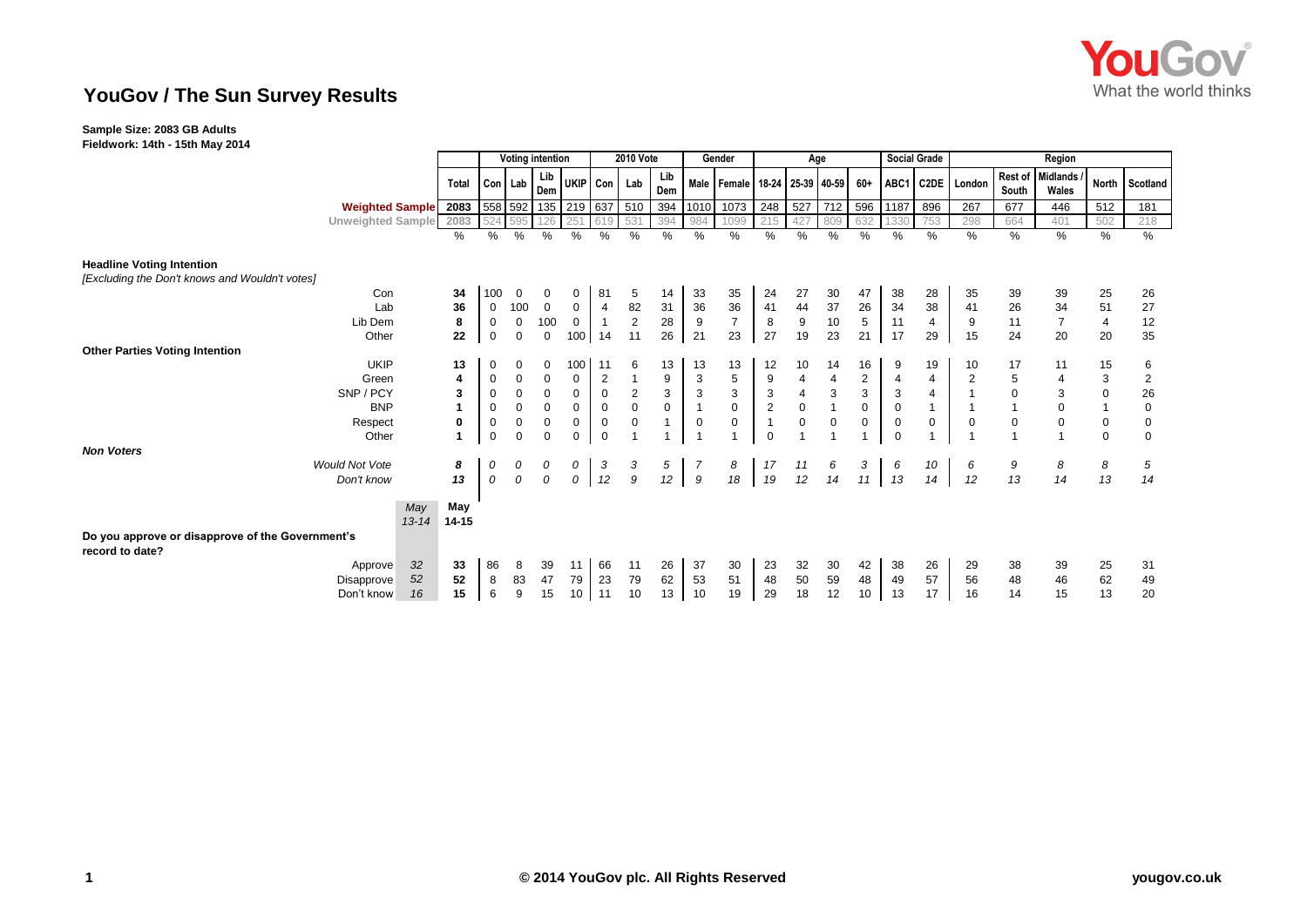# YouGov / The Sun Survey Results

**Sample Size: 2083 GB Adults**
**Fieldwork: 14th - 15th May 2014**

| | | Total | Voting intention | | | | 2010 Vote | | | Gender | | Age | | | | Social Grade | | Region | | | | |
|---|---|---|---|---|---|---|---|---|---|---|---|---|---|---|---|---|---|---|---|---|---|---|
| | | | Con | Lab | Lib Dem | UKIP | Con | Lab | Lib Dem | Male | Female | 18-24 | 25-39 | 40-59 | 60+ | ABC1 | C2DE | London | Rest of South | Midlands / Wales | North | Scotland |
| Weighted Sample | | 2083 | 558 | 592 | 135 | 219 | 637 | 510 | 394 | 1010 | 1073 | 248 | 527 | 712 | 596 | 1187 | 896 | 267 | 677 | 446 | 512 | 181 |
| Unweighted Sample | | 2083 | 524 | 595 | 126 | 251 | 619 | 531 | 394 | 984 | 1099 | 215 | 427 | 809 | 632 | 1330 | 753 | 298 | 664 | 401 | 502 | 218 |
| | | % | % | % | % | % | % | % | % | % | % | % | % | % | % | % | % | % | % | % | % | % |
| **Headline Voting Intention** *[Excluding the Don't knows and Wouldn't votes]* | | | | | | | | | | | | | | | | | | | | | | |
| Con | | **34** | 100 | 0 | 0 | 0 | 81 | 5 | 14 | 33 | 35 | 24 | 27 | 30 | 47 | 38 | 28 | 35 | 39 | 39 | 25 | 26 |
| Lab | | **36** | 0 | 100 | 0 | 0 | 4 | 82 | 31 | 36 | 36 | 41 | 44 | 37 | 26 | 34 | 38 | 41 | 26 | 34 | 51 | 27 |
| Lib Dem | | **8** | 0 | 0 | 100 | 0 | 1 | 2 | 28 | 9 | 7 | 8 | 9 | 10 | 5 | 11 | 4 | 9 | 11 | 7 | 4 | 12 |
| Other | | **22** | 0 | 0 | 0 | 100 | 14 | 11 | 26 | 21 | 23 | 27 | 19 | 23 | 21 | 17 | 29 | 15 | 24 | 20 | 20 | 35 |
| **Other Parties Voting Intention** | | | | | | | | | | | | | | | | | | | | | | |
| UKIP | | **13** | 0 | 0 | 0 | 100 | 11 | 6 | 13 | 13 | 13 | 12 | 10 | 14 | 16 | 9 | 19 | 10 | 17 | 11 | 15 | 6 |
| Green | | **4** | 0 | 0 | 0 | 0 | 2 | 1 | 9 | 3 | 5 | 9 | 4 | 4 | 2 | 4 | 4 | 2 | 5 | 4 | 3 | 2 |
| SNP / PCY | | **3** | 0 | 0 | 0 | 0 | 0 | 2 | 3 | 3 | 3 | 3 | 4 | 3 | 3 | 3 | 4 | 1 | 0 | 3 | 0 | 26 |
| BNP | | **1** | 0 | 0 | 0 | 0 | 0 | 0 | 0 | 1 | 0 | 2 | 0 | 1 | 0 | 0 | 1 | 1 | 1 | 0 | 1 | 0 |
| Respect | | **0** | 0 | 0 | 0 | 0 | 0 | 0 | 1 | 0 | 0 | 1 | 0 | 0 | 0 | 0 | 0 | 0 | 0 | 0 | 0 | 0 |
| Other | | **1** | 0 | 0 | 0 | 0 | 0 | 1 | 1 | 1 | 1 | 0 | 1 | 1 | 1 | 0 | 1 | 1 | 1 | 1 | 0 | 0 |
| ***Non Voters*** | | | | | | | | | | | | | | | | | | | | | | |
| *Would Not Vote* | | ***8*** | *0* | *0* | *0* | *0* | *3* | *3* | *5* | *7* | *8* | *17* | *11* | *6* | *3* | *6* | *10* | *6* | *9* | *8* | *8* | *5* |
| *Don't know* | | ***13*** | *0* | *0* | *0* | *0* | *12* | *9* | *12* | *9* | *18* | *19* | *12* | *14* | *11* | *13* | *14* | *12* | *13* | *14* | *13* | *14* |
| | *May 13-14* | **May 14-15** | | | | | | | | | | | | | | | | | | | | |
| **Do you approve or disapprove of the Government's record to date?** | | | | | | | | | | | | | | | | | | | | | | |
| Approve | *32* | **33** | 86 | 8 | 39 | 11 | 66 | 11 | 26 | 37 | 30 | 23 | 32 | 30 | 42 | 38 | 26 | 29 | 38 | 39 | 25 | 31 |
| Disapprove | *52* | **52** | 8 | 83 | 47 | 79 | 23 | 79 | 62 | 53 | 51 | 48 | 50 | 59 | 48 | 49 | 57 | 56 | 48 | 46 | 62 | 49 |
| Don't know | *16* | **15** | 6 | 9 | 15 | 10 | 11 | 10 | 13 | 10 | 19 | 29 | 18 | 12 | 10 | 13 | 17 | 16 | 14 | 15 | 13 | 20 |

© 2014 YouGov plc. All Rights Reserved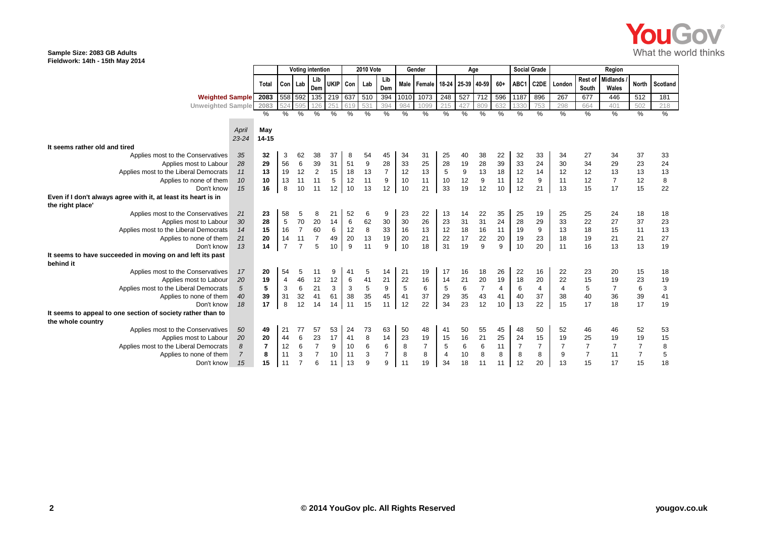Sample Size: 2083 GB Adults
Fieldwork: 14th - 15th May 2014

| | | | Voting intention | | | | 2010 Vote | | | Gender | | Age | | | | Social Grade | | Region | | | | |
|---|---|---|---|---|---|---|---|---|---|---|---|---|---|---|---|---|---|---|---|---|---|---|
| | | Total | Con | Lab | Lib Dem | UKIP | Con | Lab | Lib Dem | Male | Female | 18-24 | 25-39 | 40-59 | 60+ | ABC1 | C2DE | London | Rest of South | Midlands / Wales | North | Scotland |
| Weighted Sample | | 2083 | 558 | 592 | 135 | 219 | 637 | 510 | 394 | 1010 | 1073 | 248 | 527 | 712 | 596 | 1187 | 896 | 267 | 677 | 446 | 512 | 181 |
| Unweighted Sample | | 2083 | 524 | 595 | 126 | 251 | 619 | 531 | 394 | 984 | 1099 | 215 | 427 | 809 | 632 | 1330 | 753 | 298 | 664 | 401 | 502 | 218 |
| | | % | % | % | % | % | % | % | % | % | % | % | % | % | % | % | % | % | % | % | % | % |
| | *April 23-24* | May 14-15 | | | | | | | | | | | | | | | | | | | | |
| **It seems rather old and tired** | | | | | | | | | | | | | | | | | | | | | | |
| Applies most to the Conservatives | *35* | 32 | 3 | 62 | 38 | 37 | 8 | 54 | 45 | 34 | 31 | 25 | 40 | 38 | 22 | 32 | 33 | 34 | 27 | 34 | 37 | 33 |
| Applies most to Labour | *28* | 29 | 56 | 6 | 39 | 31 | 51 | 9 | 28 | 33 | 25 | 28 | 19 | 28 | 39 | 33 | 24 | 30 | 34 | 29 | 23 | 24 |
| Applies most to the Liberal Democrats | *11* | 13 | 19 | 12 | 2 | 15 | 18 | 13 | 7 | 12 | 13 | 5 | 9 | 13 | 18 | 12 | 14 | 12 | 12 | 13 | 13 | 13 |
| Applies to none of them | *10* | 10 | 13 | 11 | 11 | 5 | 12 | 11 | 9 | 10 | 11 | 10 | 12 | 9 | 11 | 12 | 9 | 11 | 12 | 7 | 12 | 8 |
| Don't know | *15* | 16 | 8 | 10 | 11 | 12 | 10 | 13 | 12 | 10 | 21 | 33 | 19 | 12 | 10 | 12 | 21 | 13 | 15 | 17 | 15 | 22 |
| **Even if I don't always agree with it, at least its heart is in the right place'** | | | | | | | | | | | | | | | | | | | | | | |
| Applies most to the Conservatives | *21* | 23 | 58 | 5 | 8 | 21 | 52 | 6 | 9 | 23 | 22 | 13 | 14 | 22 | 35 | 25 | 19 | 25 | 25 | 24 | 18 | 18 |
| Applies most to Labour | *30* | 28 | 5 | 70 | 20 | 14 | 6 | 62 | 30 | 30 | 26 | 23 | 31 | 31 | 24 | 28 | 29 | 33 | 22 | 27 | 37 | 23 |
| Applies most to the Liberal Democrats | *14* | 15 | 16 | 7 | 60 | 6 | 12 | 8 | 33 | 16 | 13 | 12 | 18 | 16 | 11 | 19 | 9 | 13 | 18 | 15 | 11 | 13 |
| Applies to none of them | *21* | 20 | 14 | 11 | 7 | 49 | 20 | 13 | 19 | 20 | 21 | 22 | 17 | 22 | 20 | 19 | 23 | 18 | 19 | 21 | 21 | 27 |
| Don't know | *13* | 14 | 7 | 7 | 5 | 10 | 9 | 11 | 9 | 10 | 18 | 31 | 19 | 9 | 9 | 10 | 20 | 11 | 16 | 13 | 13 | 19 |
| **It seems to have succeeded in moving on and left its past behind it** | | | | | | | | | | | | | | | | | | | | | | |
| Applies most to the Conservatives | *17* | 20 | 54 | 5 | 11 | 9 | 41 | 5 | 14 | 21 | 19 | 17 | 16 | 18 | 26 | 22 | 16 | 22 | 23 | 20 | 15 | 18 |
| Applies most to Labour | *20* | 19 | 4 | 46 | 12 | 12 | 6 | 41 | 21 | 22 | 16 | 14 | 21 | 20 | 19 | 18 | 20 | 22 | 15 | 19 | 23 | 19 |
| Applies most to the Liberal Democrats | *5* | 5 | 3 | 6 | 21 | 3 | 3 | 5 | 9 | 5 | 6 | 5 | 6 | 7 | 4 | 6 | 4 | 4 | 5 | 7 | 6 | 3 |
| Applies to none of them | *40* | 39 | 31 | 32 | 41 | 61 | 38 | 35 | 45 | 41 | 37 | 29 | 35 | 43 | 41 | 40 | 37 | 38 | 40 | 36 | 39 | 41 |
| Don't know | *18* | 17 | 8 | 12 | 14 | 14 | 11 | 15 | 11 | 12 | 22 | 34 | 23 | 12 | 10 | 13 | 22 | 15 | 17 | 18 | 17 | 19 |
| **It seems to appeal to one section of society rather than to the whole country** | | | | | | | | | | | | | | | | | | | | | | |
| Applies most to the Conservatives | *50* | 49 | 21 | 77 | 57 | 53 | 24 | 73 | 63 | 50 | 48 | 41 | 50 | 55 | 45 | 48 | 50 | 52 | 46 | 46 | 52 | 53 |
| Applies most to Labour | *20* | 20 | 44 | 6 | 23 | 17 | 41 | 8 | 14 | 23 | 19 | 15 | 16 | 21 | 25 | 24 | 15 | 19 | 25 | 19 | 19 | 15 |
| Applies most to the Liberal Democrats | *8* | 7 | 12 | 6 | 7 | 9 | 10 | 6 | 6 | 8 | 7 | 5 | 6 | 6 | 11 | 7 | 7 | 7 | 7 | 7 | 7 | 8 |
| Applies to none of them | *7* | 8 | 11 | 3 | 7 | 10 | 11 | 3 | 7 | 8 | 8 | 4 | 10 | 8 | 8 | 8 | 8 | 9 | 7 | 11 | 7 | 5 |
| Don't know | *15* | 15 | 11 | 7 | 6 | 11 | 13 | 9 | 9 | 11 | 19 | 34 | 18 | 11 | 11 | 12 | 20 | 13 | 15 | 17 | 15 | 18 |

© 2014 YouGov plc. All Rights Reserved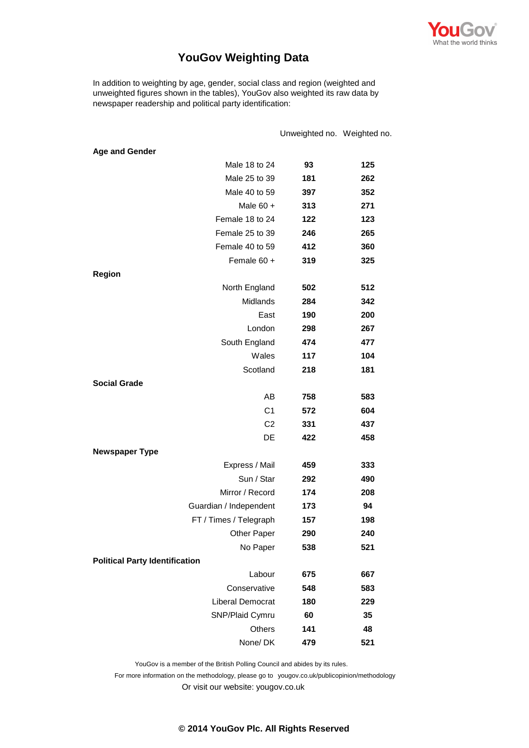YouGov
What the world thinks

# YouGov Weighting Data

In addition to weighting by age, gender, social class and region (weighted and unweighted figures shown in the tables), YouGov also weighted its raw data by newspaper readership and political party identification:

| | | Unweighted no. | Weighted no. |
|---|---|---|---|
| **Age and Gender** | | | |
| | Male 18 to 24 | **93** | **125** |
| | Male 25 to 39 | **181** | **262** |
| | Male 40 to 59 | **397** | **352** |
| | Male 60 + | **313** | **271** |
| | Female 18 to 24 | **122** | **123** |
| | Female 25 to 39 | **246** | **265** |
| | Female 40 to 59 | **412** | **360** |
| | Female 60 + | **319** | **325** |
| **Region** | | | |
| | North England | **502** | **512** |
| | Midlands | **284** | **342** |
| | East | **190** | **200** |
| | London | **298** | **267** |
| | South England | **474** | **477** |
| | Wales | **117** | **104** |
| | Scotland | **218** | **181** |
| **Social Grade** | | | |
| | AB | **758** | **583** |
| | C1 | **572** | **604** |
| | C2 | **331** | **437** |
| | DE | **422** | **458** |
| **Newspaper Type** | | | |
| | Express / Mail | **459** | **333** |
| | Sun / Star | **292** | **490** |
| | Mirror / Record | **174** | **208** |
| | Guardian / Independent | **173** | **94** |
| | FT / Times / Telegraph | **157** | **198** |
| | Other Paper | **290** | **240** |
| | No Paper | **538** | **521** |
| **Political Party Identification** | | | |
| | Labour | **675** | **667** |
| | Conservative | **548** | **583** |
| | Liberal Democrat | **180** | **229** |
| | SNP/Plaid Cymru | **60** | **35** |
| | Others | **141** | **48** |
| | None/ DK | **479** | **521** |

YouGov is a member of the British Polling Council and abides by its rules.

For more information on the methodology, please go to yougov.co.uk/publicopinion/methodology

Or visit our website: yougov.co.uk

**© 2014 YouGov Plc. All Rights Reserved**